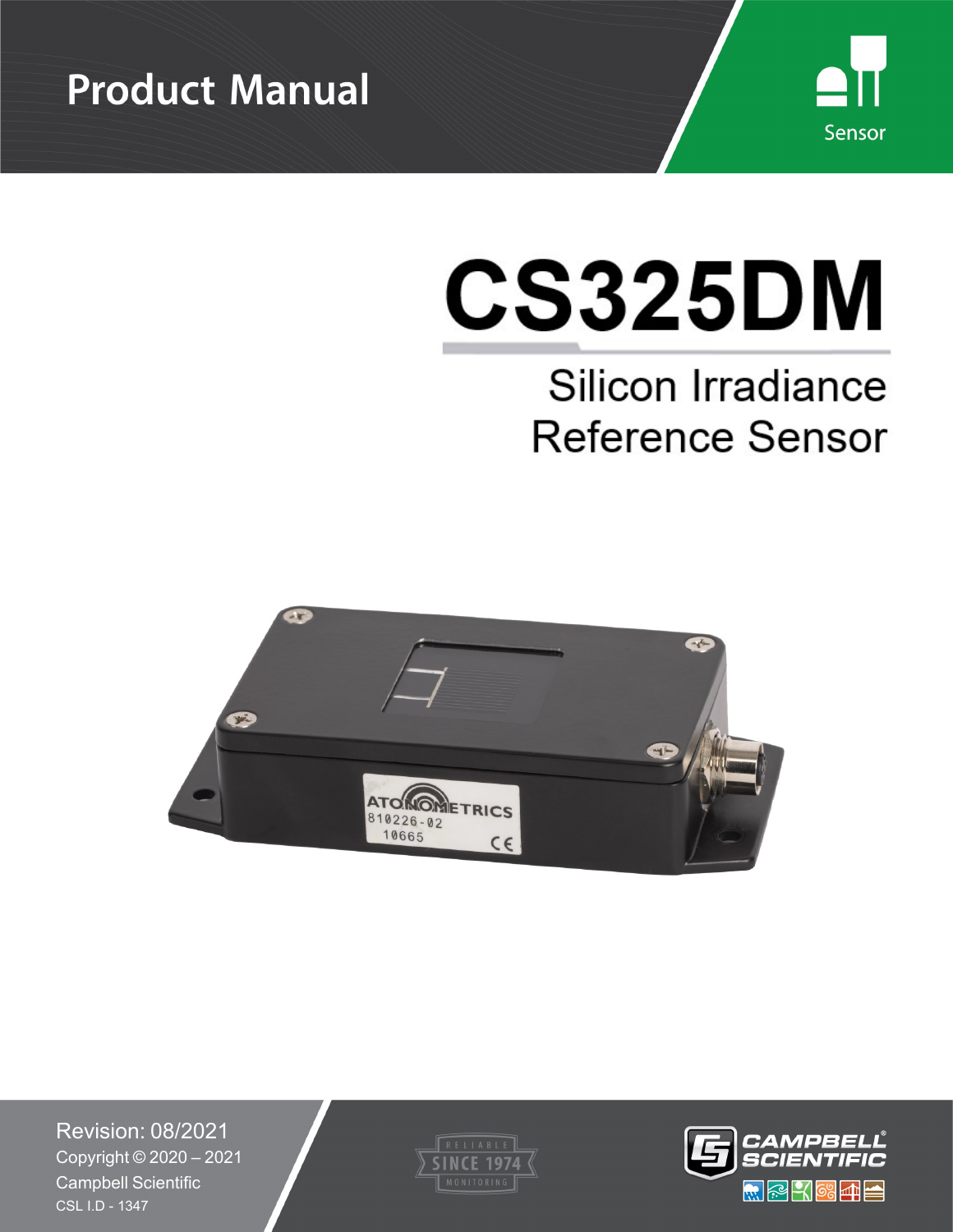Product Manual

Sensor

# CS325DM

## Silicon Irradiance Reference Sensor

Revision: 08/2021

Copyright © 2020 – 2021

Campbell Scientific

CSL I.D - 1347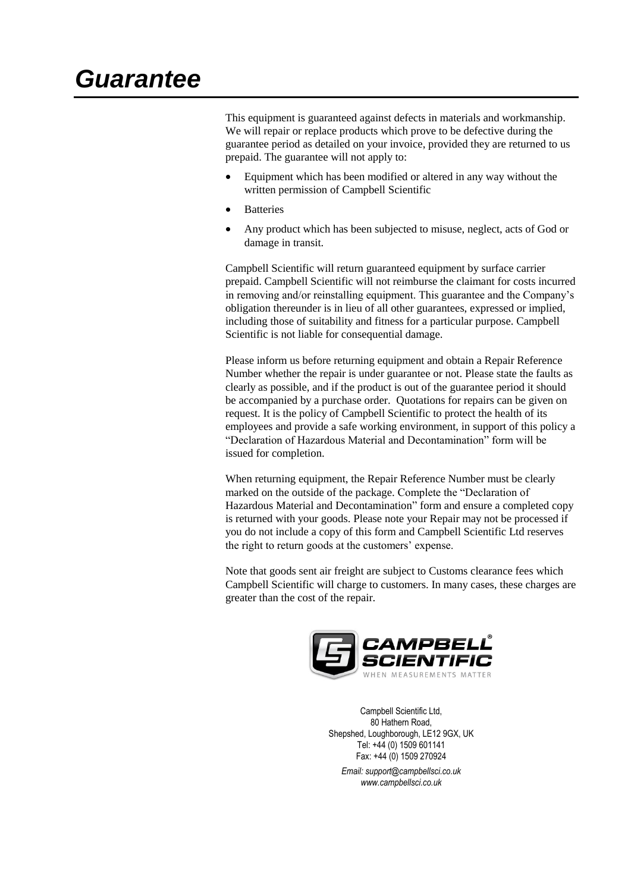# Guarantee

This equipment is guaranteed against defects in materials and workmanship. We will repair or replace products which prove to be defective during the guarantee period as detailed on your invoice, provided they are returned to us prepaid. The guarantee will not apply to:

- Equipment which has been modified or altered in any way without the written permission of Campbell Scientific
- Batteries
- Any product which has been subjected to misuse, neglect, acts of God or damage in transit.

Campbell Scientific will return guaranteed equipment by surface carrier prepaid. Campbell Scientific will not reimburse the claimant for costs incurred in removing and/or reinstalling equipment. This guarantee and the Company's obligation thereunder is in lieu of all other guarantees, expressed or implied, including those of suitability and fitness for a particular purpose. Campbell Scientific is not liable for consequential damage.

Please inform us before returning equipment and obtain a Repair Reference Number whether the repair is under guarantee or not. Please state the faults as clearly as possible, and if the product is out of the guarantee period it should be accompanied by a purchase order. Quotations for repairs can be given on request. It is the policy of Campbell Scientific to protect the health of its employees and provide a safe working environment, in support of this policy a "Declaration of Hazardous Material and Decontamination" form will be issued for completion.

When returning equipment, the Repair Reference Number must be clearly marked on the outside of the package. Complete the "Declaration of Hazardous Material and Decontamination" form and ensure a completed copy is returned with your goods. Please note your Repair may not be processed if you do not include a copy of this form and Campbell Scientific Ltd reserves the right to return goods at the customers' expense.

Note that goods sent air freight are subject to Customs clearance fees which Campbell Scientific will charge to customers. In many cases, these charges are greater than the cost of the repair.

CAMPBELL SCIENTIFIC
WHEN MEASUREMENTS MATTER

Campbell Scientific Ltd,
80 Hathern Road,
Shepshed, Loughborough, LE12 9GX, UK
Tel: +44 (0) 1509 601141
Fax: +44 (0) 1509 270924

*Email: support@campbellsci.co.uk*
*www.campbellsci.co.uk*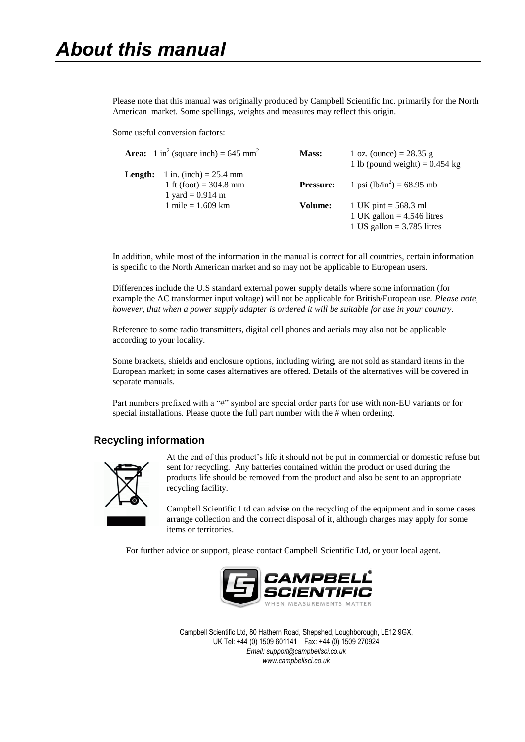# About this manual

Please note that this manual was originally produced by Campbell Scientific Inc. primarily for the North American market. Some spellings, weights and measures may reflect this origin.

Some useful conversion factors:

| | | | |
|---|---|---|---|
| **Area:** | 1 $in^2$ (square inch) = 645 $mm^2$ | **Mass:** | 1 oz. (ounce) = 28.35 g<br>1 lb (pound weight) = 0.454 kg |
| **Length:** | 1 in. (inch) = 25.4 mm<br>1 ft (foot) = 304.8 mm<br>1 yard = 0.914 m<br>1 mile = 1.609 km | **Pressure:** | 1 psi ($lb/in^2$) = 68.95 mb |
| | | **Volume:** | 1 UK pint = 568.3 ml<br>1 UK gallon = 4.546 litres<br>1 US gallon = 3.785 litres |

In addition, while most of the information in the manual is correct for all countries, certain information is specific to the North American market and so may not be applicable to European users.

Differences include the U.S standard external power supply details where some information (for example the AC transformer input voltage) will not be applicable for British/European use. *Please note, however, that when a power supply adapter is ordered it will be suitable for use in your country.*

Reference to some radio transmitters, digital cell phones and aerials may also not be applicable according to your locality.

Some brackets, shields and enclosure options, including wiring, are not sold as standard items in the European market; in some cases alternatives are offered. Details of the alternatives will be covered in separate manuals.

Part numbers prefixed with a "#" symbol are special order parts for use with non-EU variants or for special installations. Please quote the full part number with the # when ordering.

## Recycling information

At the end of this product's life it should not be put in commercial or domestic refuse but sent for recycling. Any batteries contained within the product or used during the products life should be removed from the product and also be sent to an appropriate recycling facility.

Campbell Scientific Ltd can advise on the recycling of the equipment and in some cases arrange collection and the correct disposal of it, although charges may apply for some items or territories.

For further advice or support, please contact Campbell Scientific Ltd, or your local agent.

CAMPBELL SCIENTIFIC
WHEN MEASUREMENTS MATTER

Campbell Scientific Ltd, 80 Hathern Road, Shepshed, Loughborough, LE12 9GX,
UK Tel: +44 (0) 1509 601141 Fax: +44 (0) 1509 270924
*Email: support@campbellsci.co.uk*
*www.campbellsci.co.uk*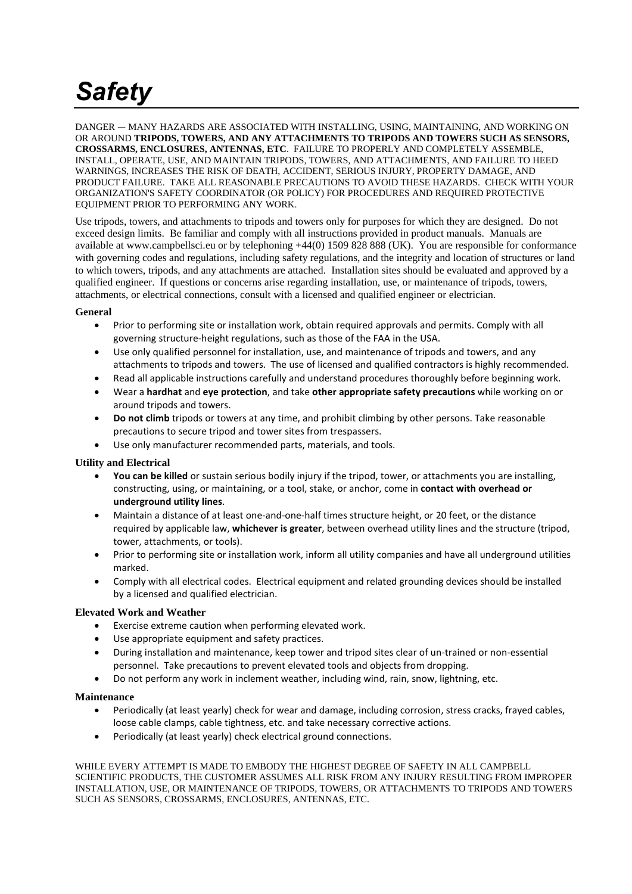# *Safety*

DANGER — MANY HAZARDS ARE ASSOCIATED WITH INSTALLING, USING, MAINTAINING, AND WORKING ON OR AROUND **TRIPODS, TOWERS, AND ANY ATTACHMENTS TO TRIPODS AND TOWERS SUCH AS SENSORS, CROSSARMS, ENCLOSURES, ANTENNAS, ETC**. FAILURE TO PROPERLY AND COMPLETELY ASSEMBLE, INSTALL, OPERATE, USE, AND MAINTAIN TRIPODS, TOWERS, AND ATTACHMENTS, AND FAILURE TO HEED WARNINGS, INCREASES THE RISK OF DEATH, ACCIDENT, SERIOUS INJURY, PROPERTY DAMAGE, AND PRODUCT FAILURE. TAKE ALL REASONABLE PRECAUTIONS TO AVOID THESE HAZARDS. CHECK WITH YOUR ORGANIZATION'S SAFETY COORDINATOR (OR POLICY) FOR PROCEDURES AND REQUIRED PROTECTIVE EQUIPMENT PRIOR TO PERFORMING ANY WORK.

Use tripods, towers, and attachments to tripods and towers only for purposes for which they are designed. Do not exceed design limits. Be familiar and comply with all instructions provided in product manuals. Manuals are available at www.campbellsci.eu or by telephoning +44(0) 1509 828 888 (UK). You are responsible for conformance with governing codes and regulations, including safety regulations, and the integrity and location of structures or land to which towers, tripods, and any attachments are attached. Installation sites should be evaluated and approved by a qualified engineer. If questions or concerns arise regarding installation, use, or maintenance of tripods, towers, attachments, or electrical connections, consult with a licensed and qualified engineer or electrician.

**General**

- Prior to performing site or installation work, obtain required approvals and permits. Comply with all governing structure-height regulations, such as those of the FAA in the USA.
- Use only qualified personnel for installation, use, and maintenance of tripods and towers, and any attachments to tripods and towers. The use of licensed and qualified contractors is highly recommended.
- Read all applicable instructions carefully and understand procedures thoroughly before beginning work.
- Wear a **hardhat** and **eye protection**, and take **other appropriate safety precautions** while working on or around tripods and towers.
- **Do not climb** tripods or towers at any time, and prohibit climbing by other persons. Take reasonable precautions to secure tripod and tower sites from trespassers.
- Use only manufacturer recommended parts, materials, and tools.

**Utility and Electrical**

- **You can be killed** or sustain serious bodily injury if the tripod, tower, or attachments you are installing, constructing, using, or maintaining, or a tool, stake, or anchor, come in **contact with overhead or underground utility lines**.
- Maintain a distance of at least one-and-one-half times structure height, or 20 feet, or the distance required by applicable law, **whichever is greater**, between overhead utility lines and the structure (tripod, tower, attachments, or tools).
- Prior to performing site or installation work, inform all utility companies and have all underground utilities marked.
- Comply with all electrical codes. Electrical equipment and related grounding devices should be installed by a licensed and qualified electrician.

**Elevated Work and Weather**

- Exercise extreme caution when performing elevated work.
- Use appropriate equipment and safety practices.
- During installation and maintenance, keep tower and tripod sites clear of un-trained or non-essential personnel. Take precautions to prevent elevated tools and objects from dropping.
- Do not perform any work in inclement weather, including wind, rain, snow, lightning, etc.

**Maintenance**

- Periodically (at least yearly) check for wear and damage, including corrosion, stress cracks, frayed cables, loose cable clamps, cable tightness, etc. and take necessary corrective actions.
- Periodically (at least yearly) check electrical ground connections.

WHILE EVERY ATTEMPT IS MADE TO EMBODY THE HIGHEST DEGREE OF SAFETY IN ALL CAMPBELL SCIENTIFIC PRODUCTS, THE CUSTOMER ASSUMES ALL RISK FROM ANY INJURY RESULTING FROM IMPROPER INSTALLATION, USE, OR MAINTENANCE OF TRIPODS, TOWERS, OR ATTACHMENTS TO TRIPODS AND TOWERS SUCH AS SENSORS, CROSSARMS, ENCLOSURES, ANTENNAS, ETC.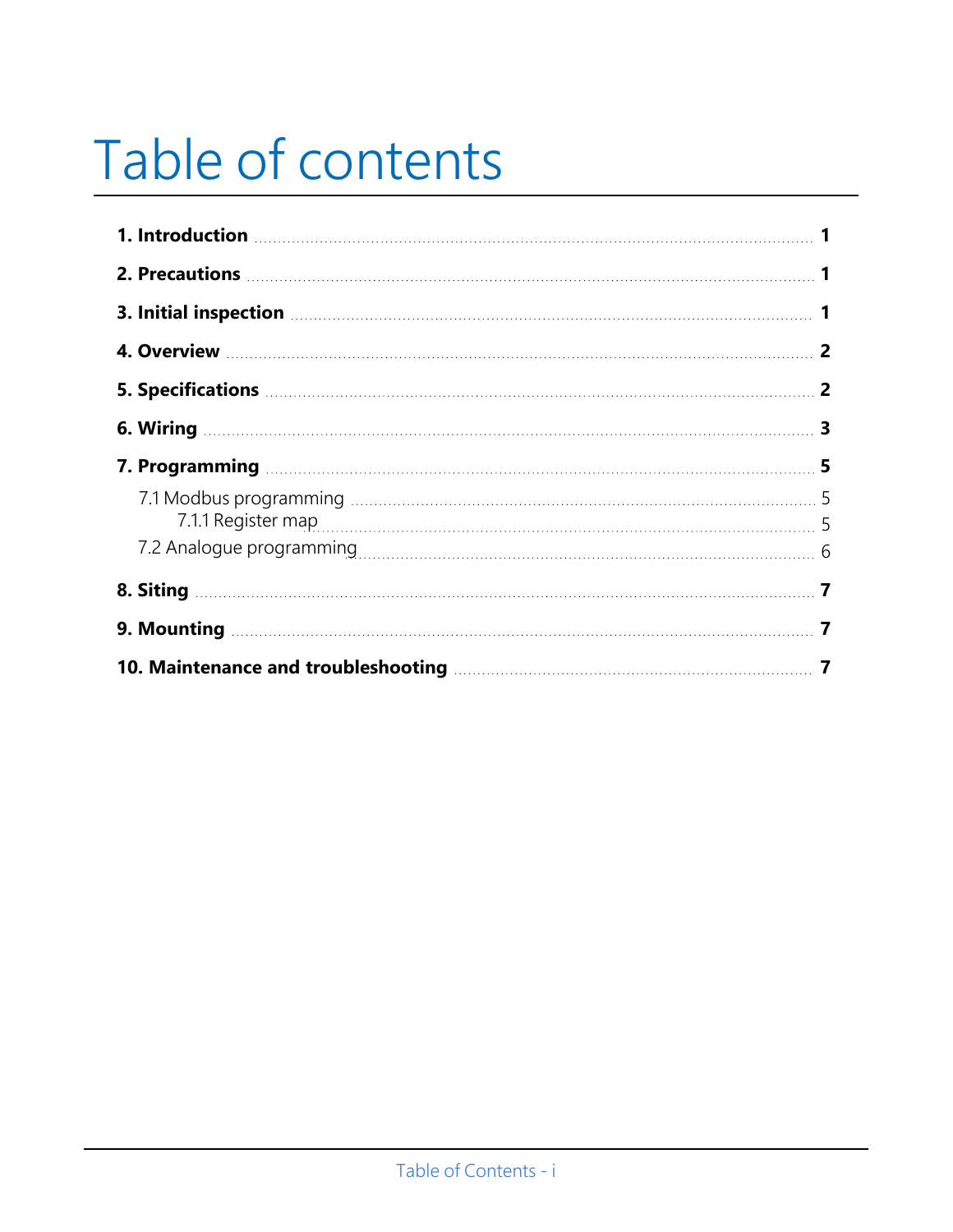# Table of contents

**1. Introduction** 1

**2. Precautions** 1

**3. Initial inspection** 1

**4. Overview** 2

**5. Specifications** 2

**6. Wiring** 3

**7. Programming** 5

- 7.1 Modbus programming 5
  - 7.1.1 Register map 5
- 7.2 Analogue programming 6

**8. Siting** 7

**9. Mounting** 7

**10. Maintenance and troubleshooting** 7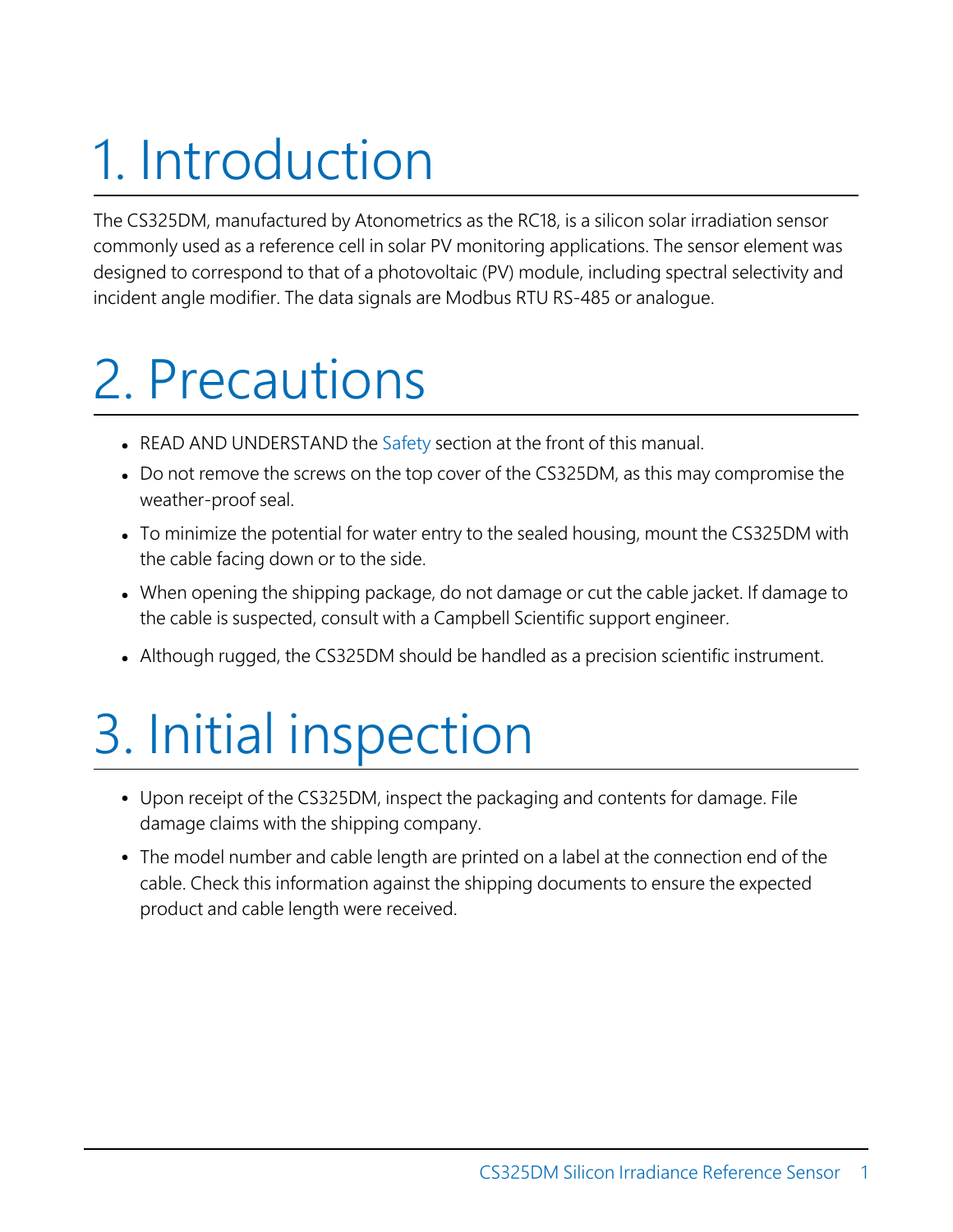# 1. Introduction

The CS325DM, manufactured by Atonometrics as the RC18, is a silicon solar irradiation sensor commonly used as a reference cell in solar PV monitoring applications. The sensor element was designed to correspond to that of a photovoltaic (PV) module, including spectral selectivity and incident angle modifier. The data signals are Modbus RTU RS-485 or analogue.

# 2. Precautions

- READ AND UNDERSTAND the Safety section at the front of this manual.
- Do not remove the screws on the top cover of the CS325DM, as this may compromise the weather-proof seal.
- To minimize the potential for water entry to the sealed housing, mount the CS325DM with the cable facing down or to the side.
- When opening the shipping package, do not damage or cut the cable jacket. If damage to the cable is suspected, consult with a Campbell Scientific support engineer.
- Although rugged, the CS325DM should be handled as a precision scientific instrument.

# 3. Initial inspection

- Upon receipt of the CS325DM, inspect the packaging and contents for damage. File damage claims with the shipping company.
- The model number and cable length are printed on a label at the connection end of the cable. Check this information against the shipping documents to ensure the expected product and cable length were received.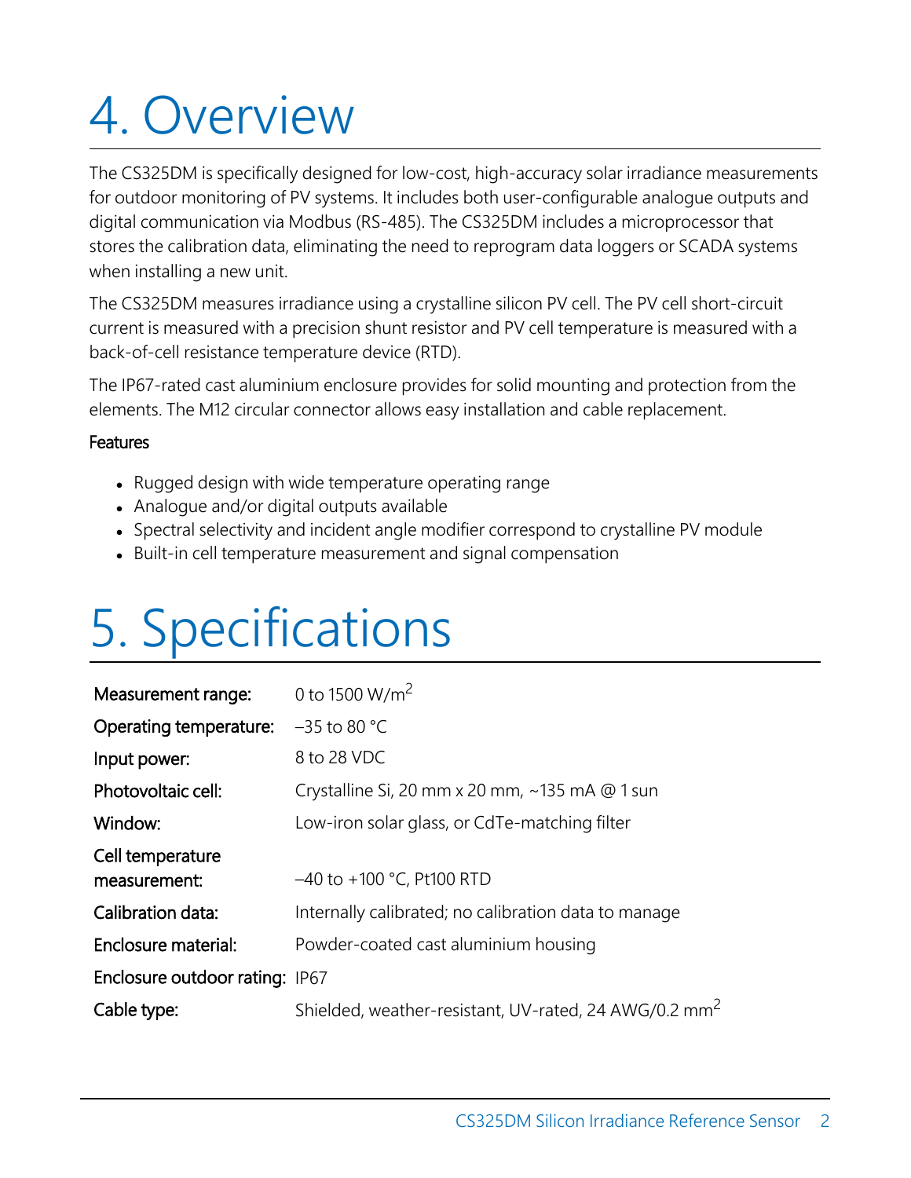# 4. Overview

The CS325DM is specifically designed for low-cost, high-accuracy solar irradiance measurements for outdoor monitoring of PV systems. It includes both user-configurable analogue outputs and digital communication via Modbus (RS-485). The CS325DM includes a microprocessor that stores the calibration data, eliminating the need to reprogram data loggers or SCADA systems when installing a new unit.

The CS325DM measures irradiance using a crystalline silicon PV cell. The PV cell short-circuit current is measured with a precision shunt resistor and PV cell temperature is measured with a back-of-cell resistance temperature device (RTD).

The IP67-rated cast aluminium enclosure provides for solid mounting and protection from the elements. The M12 circular connector allows easy installation and cable replacement.

**Features**

- Rugged design with wide temperature operating range
- Analogue and/or digital outputs available
- Spectral selectivity and incident angle modifier correspond to crystalline PV module
- Built-in cell temperature measurement and signal compensation

# 5. Specifications

| | |
|---|---|
| **Measurement range:** | 0 to 1500 W/m$^2$ |
| **Operating temperature:** | –35 to 80 °C |
| **Input power:** | 8 to 28 VDC |
| **Photovoltaic cell:** | Crystalline Si, 20 mm x 20 mm, ~135 mA @ 1 sun |
| **Window:** | Low-iron solar glass, or CdTe-matching filter |
| **Cell temperature measurement:** | –40 to +100 °C, Pt100 RTD |
| **Calibration data:** | Internally calibrated; no calibration data to manage |
| **Enclosure material:** | Powder-coated cast aluminium housing |
| **Enclosure outdoor rating:** | IP67 |
| **Cable type:** | Shielded, weather-resistant, UV-rated, 24 AWG/0.2 mm$^2$ |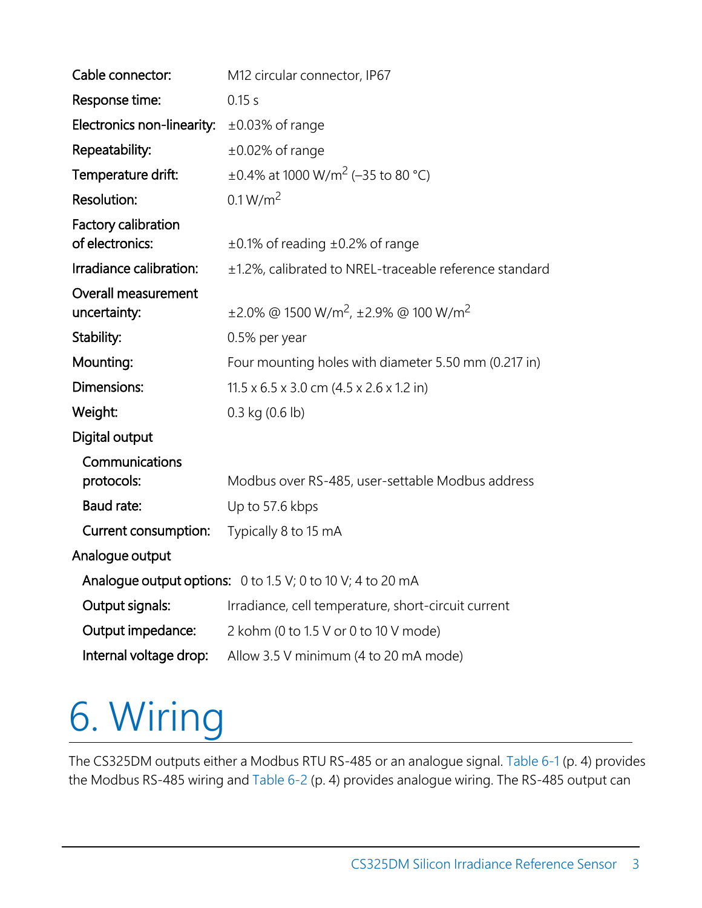**Cable connector:** M12 circular connector, IP67

**Response time:** 0.15 s

**Electronics non-linearity:** ±0.03% of range

**Repeatability:** ±0.02% of range

**Temperature drift:** ±0.4% at 1000 W/m$^2$ (–35 to 80 °C)

**Resolution:** 0.1 W/m$^2$

**Factory calibration of electronics:** ±0.1% of reading ±0.2% of range

**Irradiance calibration:** ±1.2%, calibrated to NREL-traceable reference standard

**Overall measurement uncertainty:** ±2.0% @ 1500 W/m$^2$, ±2.9% @ 100 W/m$^2$

**Stability:** 0.5% per year

**Mounting:** Four mounting holes with diameter 5.50 mm (0.217 in)

**Dimensions:** 11.5 x 6.5 x 3.0 cm (4.5 x 2.6 x 1.2 in)

**Weight:** 0.3 kg (0.6 lb)

**Digital output**

- **Communications protocols:** Modbus over RS-485, user-settable Modbus address
- **Baud rate:** Up to 57.6 kbps
- **Current consumption:** Typically 8 to 15 mA

**Analogue output**

- **Analogue output options:** 0 to 1.5 V; 0 to 10 V; 4 to 20 mA
- **Output signals:** Irradiance, cell temperature, short-circuit current
- **Output impedance:** 2 kohm (0 to 1.5 V or 0 to 10 V mode)
- **Internal voltage drop:** Allow 3.5 V minimum (4 to 20 mA mode)

# 6. Wiring

The CS325DM outputs either a Modbus RTU RS-485 or an analogue signal. Table 6-1 (p. 4) provides the Modbus RS-485 wiring and Table 6-2 (p. 4) provides analogue wiring. The RS-485 output can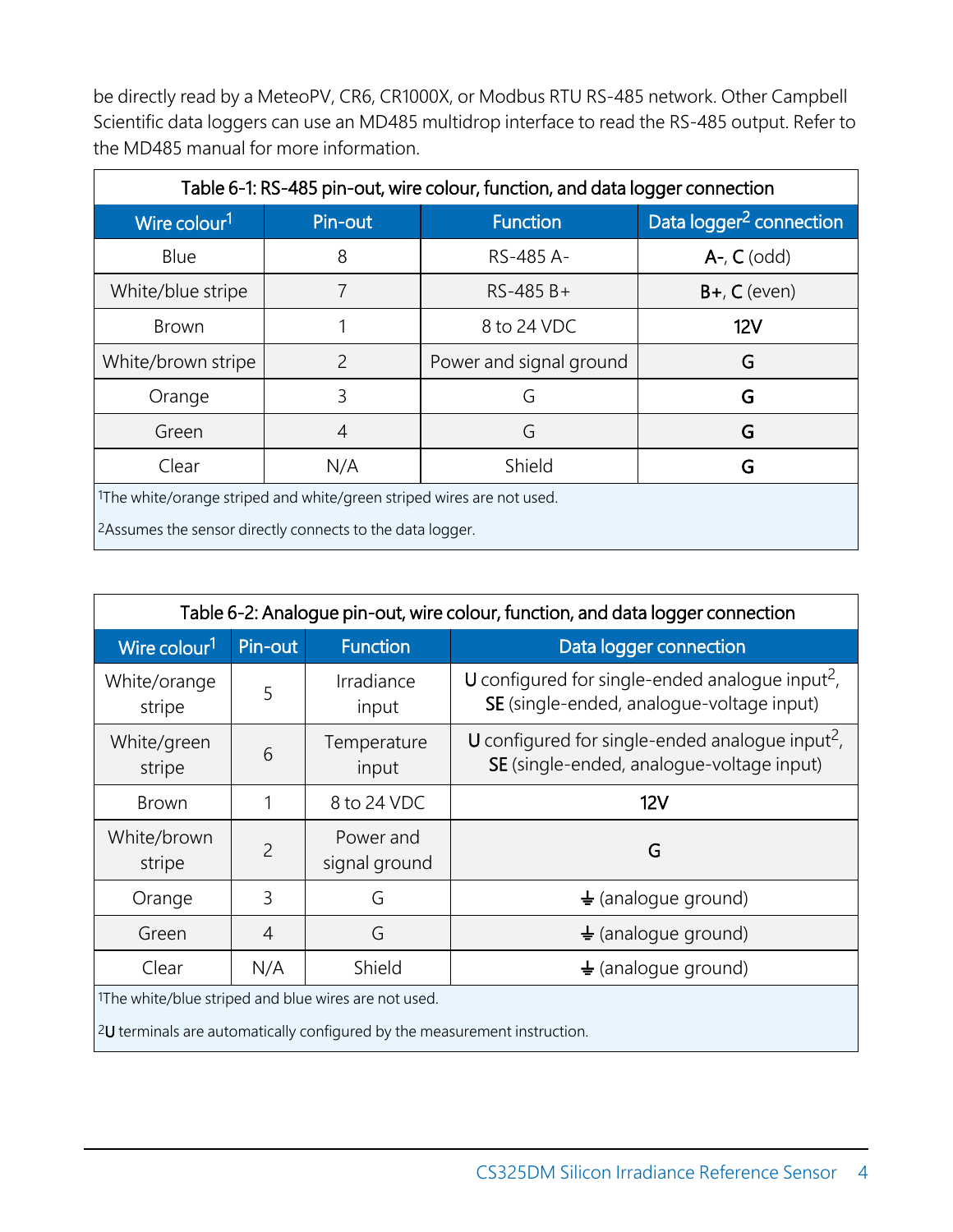be directly read by a MeteoPV, CR6, CR1000X, or Modbus RTU RS-485 network. Other Campbell Scientific data loggers can use an MD485 multidrop interface to read the RS-485 output. Refer to the MD485 manual for more information.

Table 6-1: RS-485 pin-out, wire colour, function, and data logger connection

| Wire colour[1] | Pin-out | Function | Data logger[2] connection |
|---|---|---|---|
| Blue | 8 | RS-485 A- | **A-**, **C** (odd) |
| White/blue stripe | 7 | RS-485 B+ | **B+**, **C** (even) |
| Brown | 1 | 8 to 24 VDC | **12V** |
| White/brown stripe | 2 | Power and signal ground | **G** |
| Orange | 3 | G | **G** |
| Green | 4 | G | **G** |
| Clear | N/A | Shield | **G** |

[1]The white/orange striped and white/green striped wires are not used.

[2]Assumes the sensor directly connects to the data logger.

Table 6-2: Analogue pin-out, wire colour, function, and data logger connection

| Wire colour[1] | Pin-out | Function | Data logger connection |
|---|---|---|---|
| White/orange stripe | 5 | Irradiance input | **U** configured for single-ended analogue input[2], **SE** (single-ended, analogue-voltage input) |
| White/green stripe | 6 | Temperature input | **U** configured for single-ended analogue input[2], **SE** (single-ended, analogue-voltage input) |
| Brown | 1 | 8 to 24 VDC | **12V** |
| White/brown stripe | 2 | Power and signal ground | **G** |
| Orange | 3 | G | ⏚ (analogue ground) |
| Green | 4 | G | ⏚ (analogue ground) |
| Clear | N/A | Shield | ⏚ (analogue ground) |

[1]The white/blue striped and blue wires are not used.

[2]**U** terminals are automatically configured by the measurement instruction.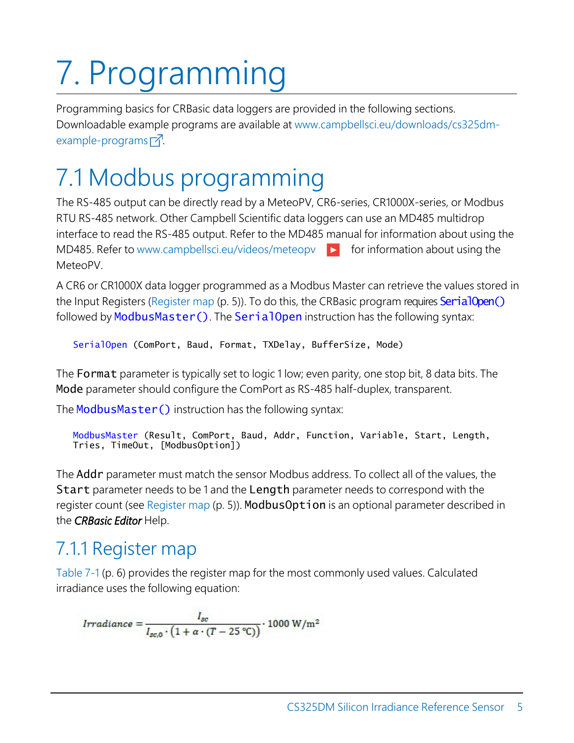# 7. Programming

Programming basics for CRBasic data loggers are provided in the following sections. Downloadable example programs are available at www.campbellsci.eu/downloads/cs325dm-example-programs.

## 7.1 Modbus programming

The RS-485 output can be directly read by a MeteoPV, CR6-series, CR1000X-series, or Modbus RTU RS-485 network. Other Campbell Scientific data loggers can use an MD485 multidrop interface to read the RS-485 output. Refer to the MD485 manual for information about using the MD485. Refer to www.campbellsci.eu/videos/meteopv for information about using the MeteoPV.

A CR6 or CR1000X data logger programmed as a Modbus Master can retrieve the values stored in the Input Registers (Register map (p. 5)). To do this, the CRBasic program requires `SerialOpen()` followed by `ModbusMaster()`. The `SerialOpen` instruction has the following syntax:

```
SerialOpen (ComPort, Baud, Format, TXDelay, BufferSize, Mode)
```

The `Format` parameter is typically set to logic 1 low; even parity, one stop bit, 8 data bits. The `Mode` parameter should configure the ComPort as RS-485 half-duplex, transparent.

The `ModbusMaster()` instruction has the following syntax:

```
ModbusMaster (Result, ComPort, Baud, Addr, Function, Variable, Start, Length,
Tries, TimeOut, [ModbusOption])
```

The `Addr` parameter must match the sensor Modbus address. To collect all of the values, the `Start` parameter needs to be 1 and the `Length` parameter needs to correspond with the register count (see Register map (p. 5)). `ModbusOption` is an optional parameter described in the ***CRBasic Editor*** Help.

### 7.1.1 Register map

Table 7-1 (p. 6) provides the register map for the most commonly used values. Calculated irradiance uses the following equation:

$$Irradiance = \frac{I_{sc}}{I_{sc,0} \cdot \left(1 + \alpha \cdot (T - 25\,°\mathrm{C})\right)} \cdot 1000\ \mathrm{W/m^2}$$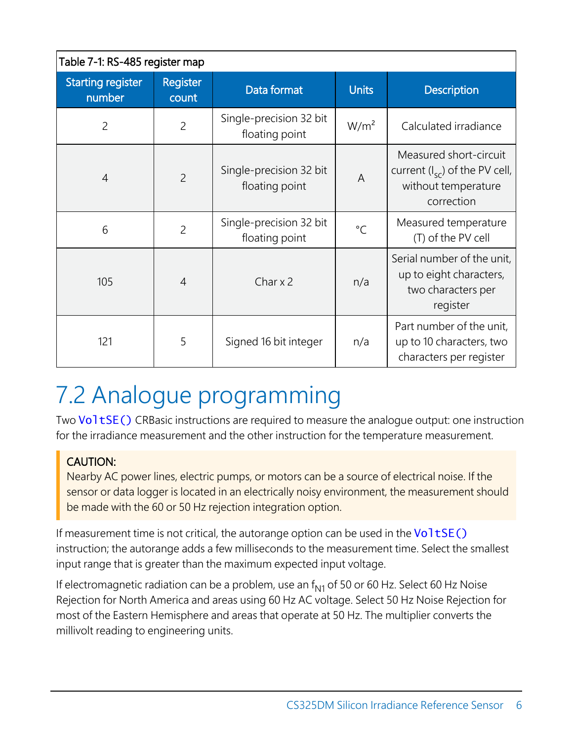Table 7-1: RS-485 register map

| Starting register number | Register count | Data format | Units | Description |
|---|---|---|---|---|
| 2 | 2 | Single-precision 32 bit floating point | W/m$^2$ | Calculated irradiance |
| 4 | 2 | Single-precision 32 bit floating point | A | Measured short-circuit current ($I_{sc}$) of the PV cell, without temperature correction |
| 6 | 2 | Single-precision 32 bit floating point | °C | Measured temperature (T) of the PV cell |
| 105 | 4 | Char x 2 | n/a | Serial number of the unit, up to eight characters, two characters per register |
| 121 | 5 | Signed 16 bit integer | n/a | Part number of the unit, up to 10 characters, two characters per register |

## 7.2 Analogue programming

Two `VoltSE()` CRBasic instructions are required to measure the analogue output: one instruction for the irradiance measurement and the other instruction for the temperature measurement.

> **CAUTION:**
> Nearby AC power lines, electric pumps, or motors can be a source of electrical noise. If the sensor or data logger is located in an electrically noisy environment, the measurement should be made with the 60 or 50 Hz rejection integration option.

If measurement time is not critical, the autorange option can be used in the `VoltSE()` instruction; the autorange adds a few milliseconds to the measurement time. Select the smallest input range that is greater than the maximum expected input voltage.

If electromagnetic radiation can be a problem, use an $f_{N1}$ of 50 or 60 Hz. Select 60 Hz Noise Rejection for North America and areas using 60 Hz AC voltage. Select 50 Hz Noise Rejection for most of the Eastern Hemisphere and areas that operate at 50 Hz. The multiplier converts the millivolt reading to engineering units.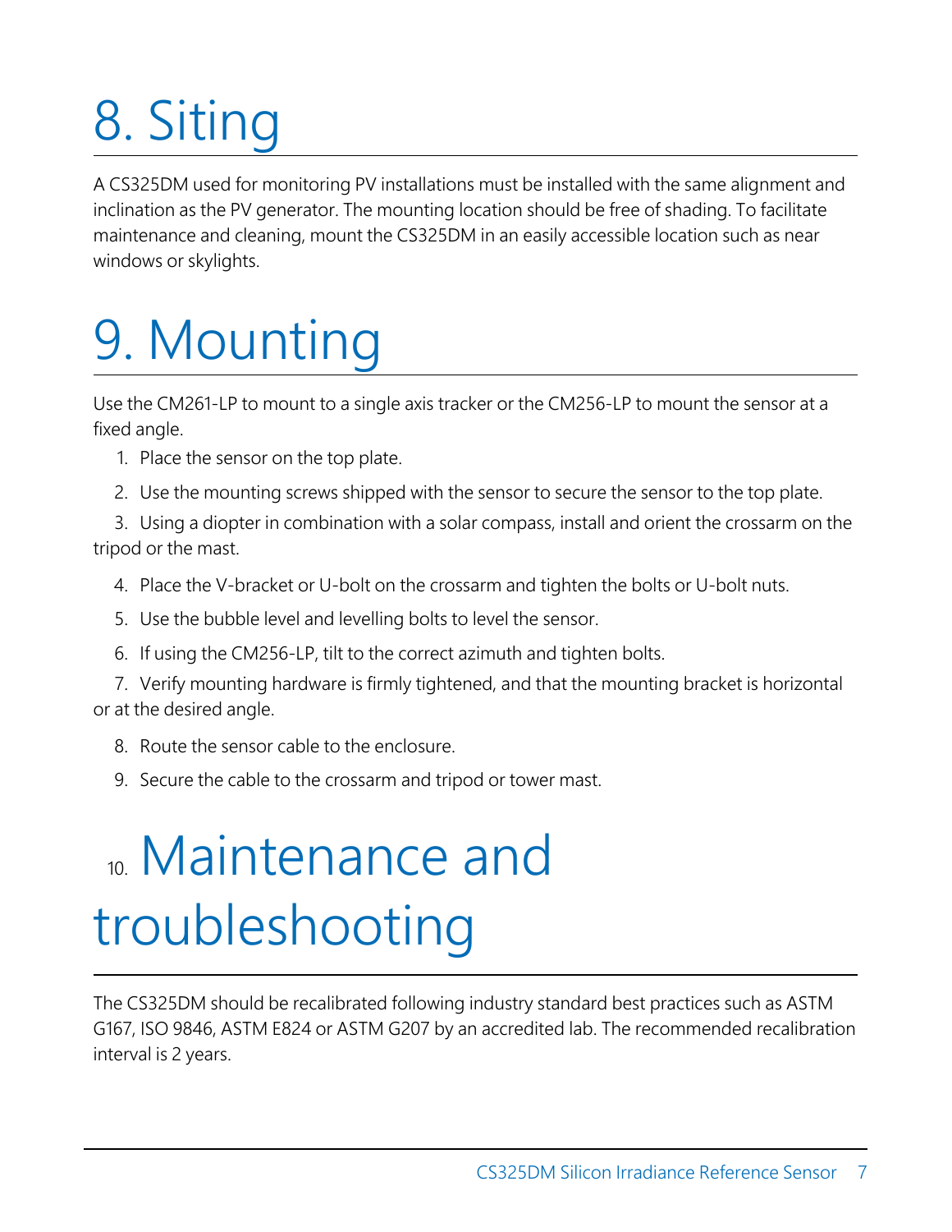# 8. Siting

A CS325DM used for monitoring PV installations must be installed with the same alignment and inclination as the PV generator. The mounting location should be free of shading. To facilitate maintenance and cleaning, mount the CS325DM in an easily accessible location such as near windows or skylights.

# 9. Mounting

Use the CM261-LP to mount to a single axis tracker or the CM256-LP to mount the sensor at a fixed angle.

1. Place the sensor on the top plate.
2. Use the mounting screws shipped with the sensor to secure the sensor to the top plate.
3. Using a diopter in combination with a solar compass, install and orient the crossarm on the tripod or the mast.
4. Place the V-bracket or U-bolt on the crossarm and tighten the bolts or U-bolt nuts.
5. Use the bubble level and levelling bolts to level the sensor.
6. If using the CM256-LP, tilt to the correct azimuth and tighten bolts.
7. Verify mounting hardware is firmly tightened, and that the mounting bracket is horizontal or at the desired angle.
8. Route the sensor cable to the enclosure.
9. Secure the cable to the crossarm and tripod or tower mast.

# 10. Maintenance and troubleshooting

The CS325DM should be recalibrated following industry standard best practices such as ASTM G167, ISO 9846, ASTM E824 or ASTM G207 by an accredited lab. The recommended recalibration interval is 2 years.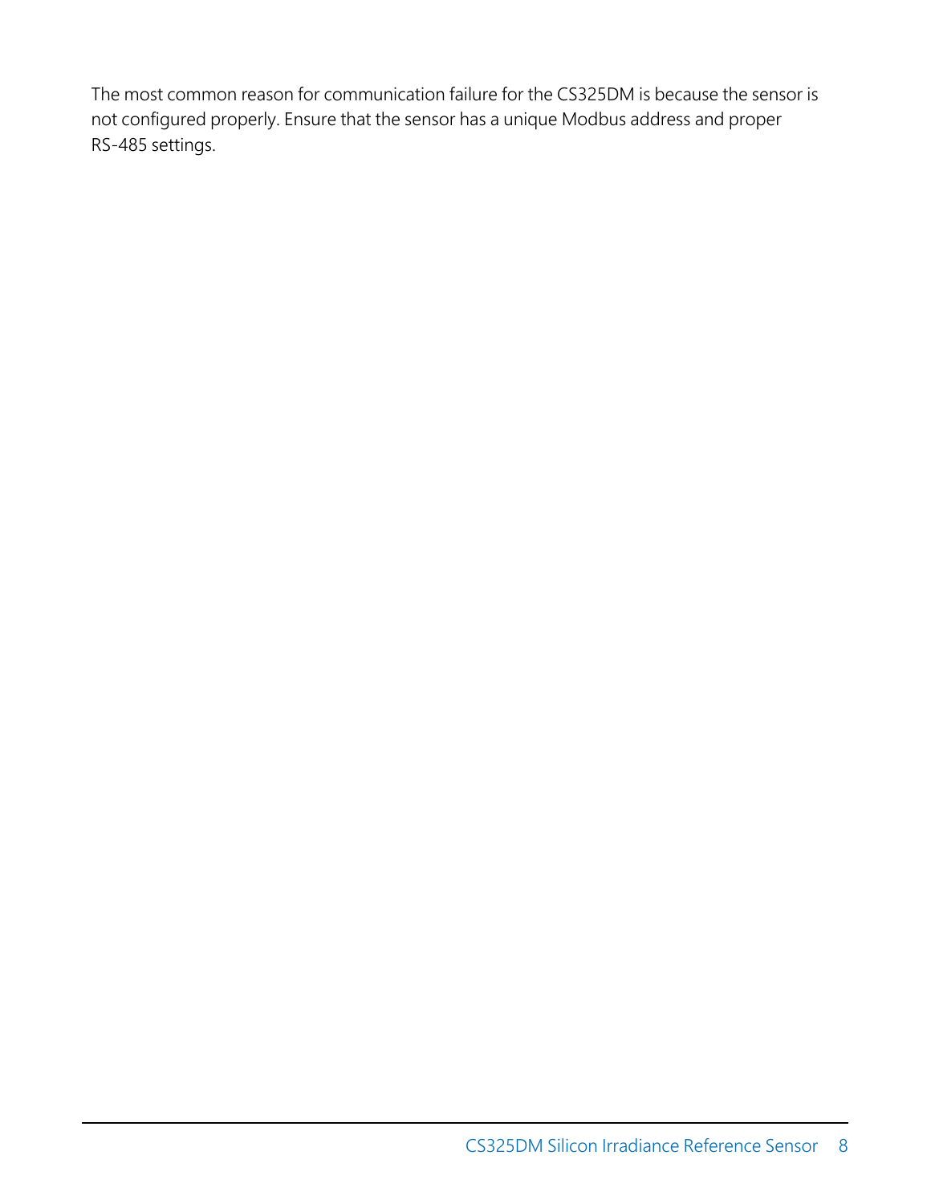The most common reason for communication failure for the CS325DM is because the sensor is not configured properly. Ensure that the sensor has a unique Modbus address and proper RS-485 settings.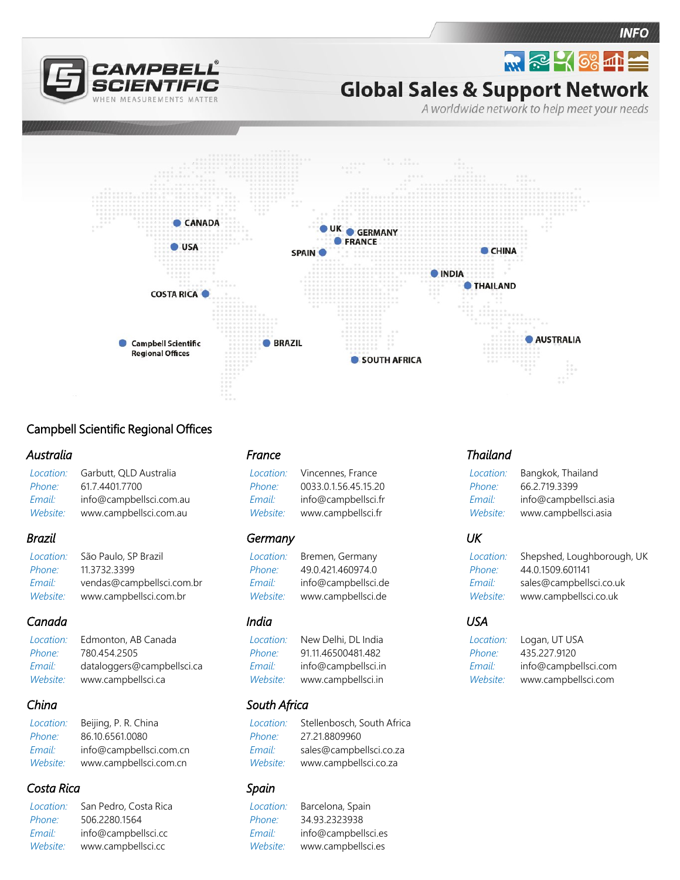INFO

CAMPBELL SCIENTIFIC
WHEN MEASUREMENTS MATTER

# Global Sales & Support Network

*A worldwide network to help meet your needs*

CANADA
USA
COSTA RICA
UK
GERMANY
FRANCE
SPAIN
CHINA
INDIA
THAILAND
BRAZIL
SOUTH AFRICA
AUSTRALIA
Campbell Scientific Regional Offices

## Campbell Scientific Regional Offices

### *Australia*

*Location:* Garbutt, QLD Australia
*Phone:* 61.7.4401.7700
*Email:* info@campbellsci.com.au
*Website:* www.campbellsci.com.au

### *Brazil*

*Location:* São Paulo, SP Brazil
*Phone:* 11.3732.3399
*Email:* vendas@campbellsci.com.br
*Website:* www.campbellsci.com.br

### *Canada*

*Location:* Edmonton, AB Canada
*Phone:* 780.454.2505
*Email:* dataloggers@campbellsci.ca
*Website:* www.campbellsci.ca

### *China*

*Location:* Beijing, P. R. China
*Phone:* 86.10.6561.0080
*Email:* info@campbellsci.com.cn
*Website:* www.campbellsci.com.cn

### *Costa Rica*

*Location:* San Pedro, Costa Rica
*Phone:* 506.2280.1564
*Email:* info@campbellsci.cc
*Website:* www.campbellsci.cc

### *France*

*Location:* Vincennes, France
*Phone:* 0033.0.1.56.45.15.20
*Email:* info@campbellsci.fr
*Website:* www.campbellsci.fr

### *Germany*

*Location:* Bremen, Germany
*Phone:* 49.0.421.460974.0
*Email:* info@campbellsci.de
*Website:* www.campbellsci.de

### *India*

*Location:* New Delhi, DL India
*Phone:* 91.11.46500481.482
*Email:* info@campbellsci.in
*Website:* www.campbellsci.in

### *South Africa*

*Location:* Stellenbosch, South Africa
*Phone:* 27.21.8809960
*Email:* sales@campbellsci.co.za
*Website:* www.campbellsci.co.za

### *Spain*

*Location:* Barcelona, Spain
*Phone:* 34.93.2323938
*Email:* info@campbellsci.es
*Website:* www.campbellsci.es

### *Thailand*

*Location:* Bangkok, Thailand
*Phone:* 66.2.719.3399
*Email:* info@campbellsci.asia
*Website:* www.campbellsci.asia

### *UK*

*Location:* Shepshed, Loughborough, UK
*Phone:* 44.0.1509.601141
*Email:* sales@campbellsci.co.uk
*Website:* www.campbellsci.co.uk

### *USA*

*Location:* Logan, UT USA
*Phone:* 435.227.9120
*Email:* info@campbellsci.com
*Website:* www.campbellsci.com